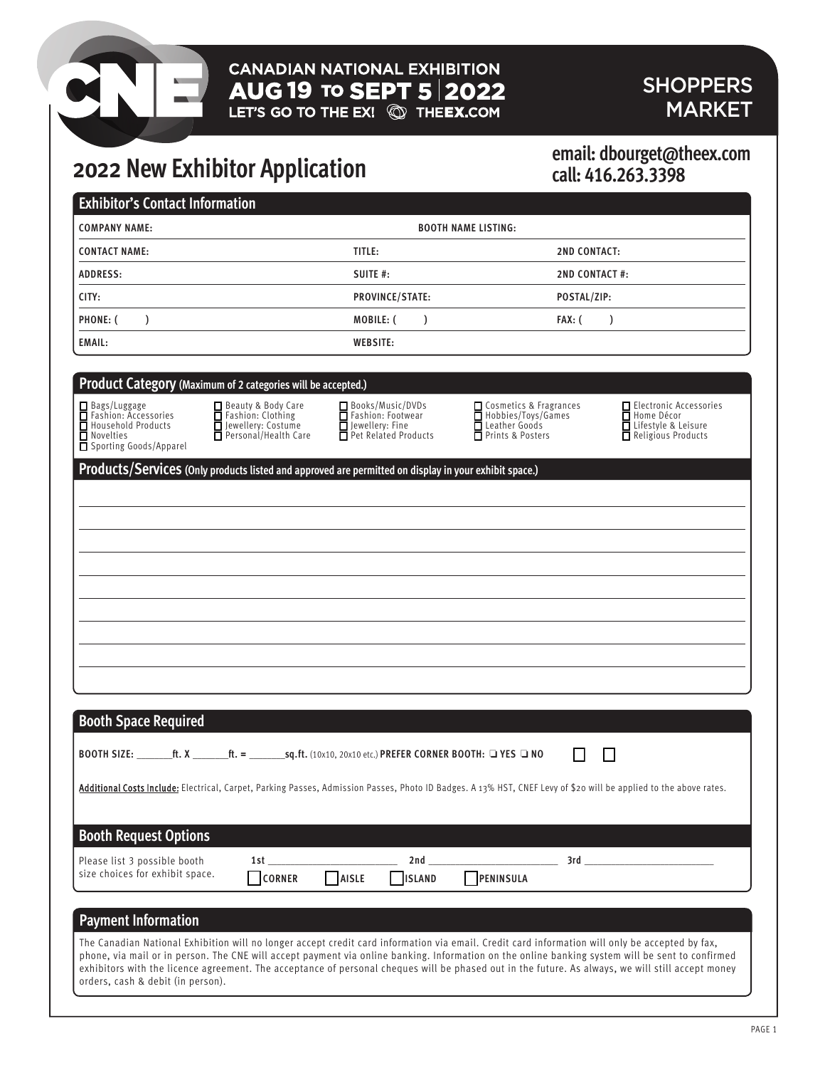CANADIAN NATIONAL EXHIBITION
AUG 19 TO SEPT 5 | 2022
LET'S GO TO THE EX! THEEX.COM

SHOPPERS MARKET

# 2022 New Exhibitor Application

**email: dbourget@theex.com**
**call: 416.263.3398**

## Exhibitor's Contact Information

| | | |
|---|---|---|
| COMPANY NAME: | BOOTH NAME LISTING: | |
| CONTACT NAME: | TITLE: | 2ND CONTACT: |
| ADDRESS: | SUITE #: | 2ND CONTACT #: |
| CITY: | PROVINCE/STATE: | POSTAL/ZIP: |
| PHONE: ( ) | MOBILE: ( ) | FAX: ( ) |
| EMAIL: | WEBSITE: | |

## Product Category (Maximum of 2 categories will be accepted.)

- ☐ Bags/Luggage
- ☐ Fashion: Accessories
- ☐ Household Products
- ☐ Novelties
- ☐ Sporting Goods/Apparel
- ☐ Beauty & Body Care
- ☐ Fashion: Clothing
- ☐ Jewellery: Costume
- ☐ Personal/Health Care
- ☐ Books/Music/DVDs
- ☐ Fashion: Footwear
- ☐ Jewellery: Fine
- ☐ Pet Related Products
- ☐ Cosmetics & Fragrances
- ☐ Hobbies/Toys/Games
- ☐ Leather Goods
- ☐ Prints & Posters
- ☐ Electronic Accessories
- ☐ Home Décor
- ☐ Lifestyle & Leisure
- ☐ Religious Products

## Products/Services (Only products listed and approved are permitted on display in your exhibit space.)

## Booth Space Required

BOOTH SIZE: _______ft. X _______ft. = _______sq.ft. (10x10, 20x10 etc.) PREFER CORNER BOOTH: ☐ YES ☐ NO

Additional Costs Include: Electrical, Carpet, Parking Passes, Admission Passes, Photo ID Badges. A 13% HST, CNEF Levy of $20 will be applied to the above rates.

## Booth Request Options

Please list 3 possible booth size choices for exhibit space. 1st ____________ 2nd ____________ 3rd ____________

☐ CORNER ☐ AISLE ☐ ISLAND ☐ PENINSULA

## Payment Information

The Canadian National Exhibition will no longer accept credit card information via email. Credit card information will only be accepted by fax, phone, via mail or in person. The CNE will accept payment via online banking. Information on the online banking system will be sent to confirmed exhibitors with the licence agreement. The acceptance of personal cheques will be phased out in the future. As always, we will still accept money orders, cash & debit (in person).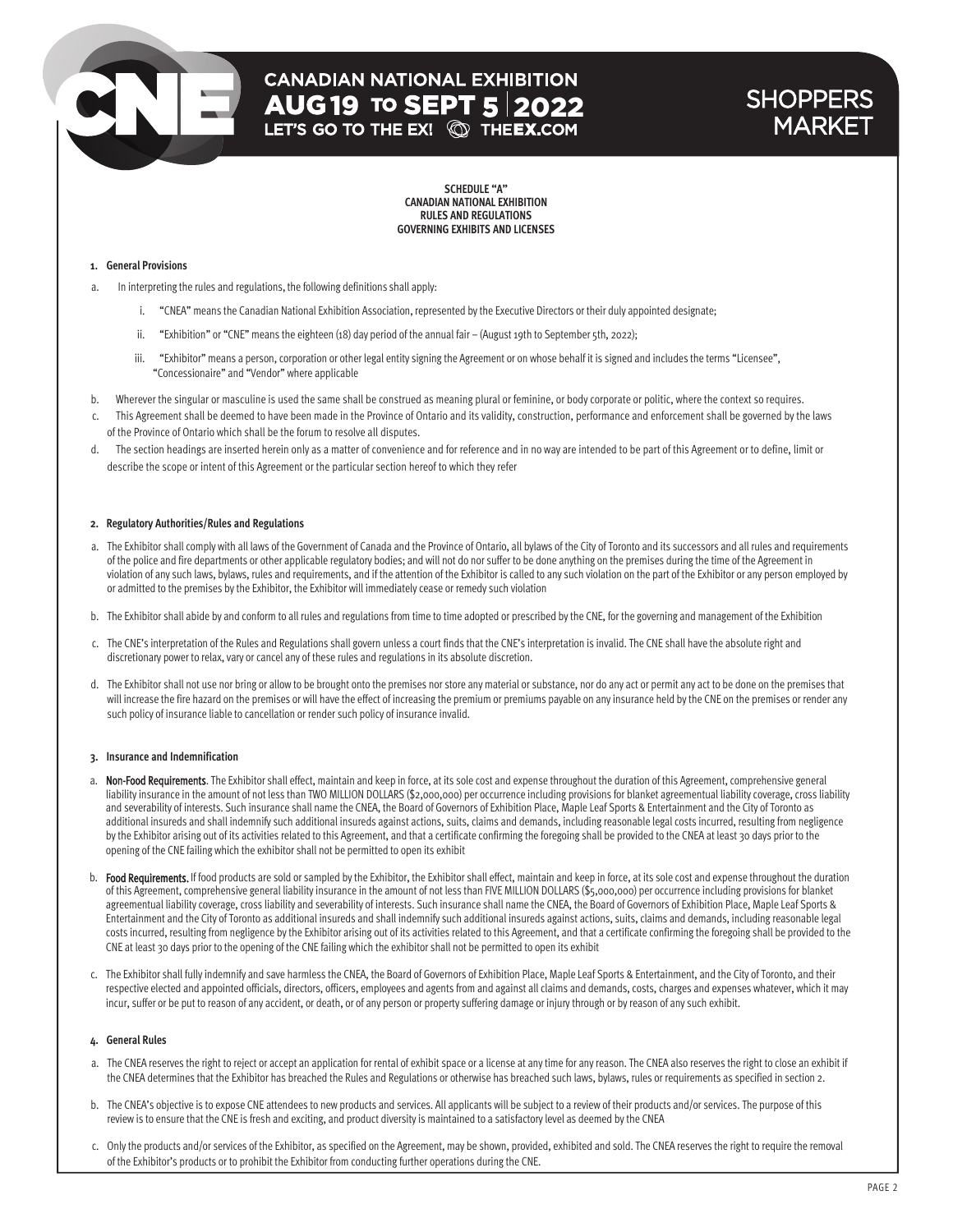SCHEDULE "A"
CANADIAN NATIONAL EXHIBITION
RULES AND REGULATIONS
GOVERNING EXHIBITS AND LICENSES

## 1. General Provisions

a. In interpreting the rules and regulations, the following definitions shall apply:

   i. "CNEA" means the Canadian National Exhibition Association, represented by the Executive Directors or their duly appointed designate;

   ii. "Exhibition" or "CNE" means the eighteen (18) day period of the annual fair – (August 19th to September 5th, 2022);

   iii. "Exhibitor" means a person, corporation or other legal entity signing the Agreement or on whose behalf it is signed and includes the terms "Licensee", "Concessionaire" and "Vendor" where applicable

b. Wherever the singular or masculine is used the same shall be construed as meaning plural or feminine, or body corporate or politic, where the context so requires.

c. This Agreement shall be deemed to have been made in the Province of Ontario and its validity, construction, performance and enforcement shall be governed by the laws of the Province of Ontario which shall be the forum to resolve all disputes.

d. The section headings are inserted herein only as a matter of convenience and for reference and in no way are intended to be part of this Agreement or to define, limit or describe the scope or intent of this Agreement or the particular section hereof to which they refer

## 2. Regulatory Authorities/Rules and Regulations

a. The Exhibitor shall comply with all laws of the Government of Canada and the Province of Ontario, all bylaws of the City of Toronto and its successors and all rules and requirements of the police and fire departments or other applicable regulatory bodies; and will not do nor suffer to be done anything on the premises during the time of the Agreement in violation of any such laws, bylaws, rules and requirements, and if the attention of the Exhibitor is called to any such violation on the part of the Exhibitor or any person employed by or admitted to the premises by the Exhibitor, the Exhibitor will immediately cease or remedy such violation

b. The Exhibitor shall abide by and conform to all rules and regulations from time to time adopted or prescribed by the CNE, for the governing and management of the Exhibition

c. The CNE's interpretation of the Rules and Regulations shall govern unless a court finds that the CNE's interpretation is invalid. The CNE shall have the absolute right and discretionary power to relax, vary or cancel any of these rules and regulations in its absolute discretion.

d. The Exhibitor shall not use nor bring or allow to be brought onto the premises nor store any material or substance, nor do any act or permit any act to be done on the premises that will increase the fire hazard on the premises or will have the effect of increasing the premium or premiums payable on any insurance held by the CNE on the premises or render any such policy of insurance liable to cancellation or render such policy of insurance invalid.

## 3. Insurance and Indemnification

a. **Non-Food Requirements**. The Exhibitor shall effect, maintain and keep in force, at its sole cost and expense throughout the duration of this Agreement, comprehensive general liability insurance in the amount of not less than TWO MILLION DOLLARS ($2,000,000) per occurrence including provisions for blanket agreementual liability coverage, cross liability and severability of interests. Such insurance shall name the CNEA, the Board of Governors of Exhibition Place, Maple Leaf Sports & Entertainment and the City of Toronto as additional insureds and shall indemnify such additional insureds against actions, suits, claims and demands, including reasonable legal costs incurred, resulting from negligence by the Exhibitor arising out of its activities related to this Agreement, and that a certificate confirming the foregoing shall be provided to the CNEA at least 30 days prior to the opening of the CNE failing which the exhibitor shall not be permitted to open its exhibit

b. **Food Requirements.** If food products are sold or sampled by the Exhibitor, the Exhibitor shall effect, maintain and keep in force, at its sole cost and expense throughout the duration of this Agreement, comprehensive general liability insurance in the amount of not less than FIVE MILLION DOLLARS ($5,000,000) per occurrence including provisions for blanket agreementual liability coverage, cross liability and severability of interests. Such insurance shall name the CNEA, the Board of Governors of Exhibition Place, Maple Leaf Sports & Entertainment and the City of Toronto as additional insureds and shall indemnify such additional insureds against actions, suits, claims and demands, including reasonable legal costs incurred, resulting from negligence by the Exhibitor arising out of its activities related to this Agreement, and that a certificate confirming the foregoing shall be provided to the CNE at least 30 days prior to the opening of the CNE failing which the exhibitor shall not be permitted to open its exhibit

c. The Exhibitor shall fully indemnify and save harmless the CNEA, the Board of Governors of Exhibition Place, Maple Leaf Sports & Entertainment, and the City of Toronto, and their respective elected and appointed officials, directors, officers, employees and agents from and against all claims and demands, costs, charges and expenses whatever, which it may incur, suffer or be put to reason of any accident, or death, or of any person or property suffering damage or injury through or by reason of any such exhibit.

## 4. General Rules

a. The CNEA reserves the right to reject or accept an application for rental of exhibit space or a license at any time for any reason. The CNEA also reserves the right to close an exhibit if the CNEA determines that the Exhibitor has breached the Rules and Regulations or otherwise has breached such laws, bylaws, rules or requirements as specified in section 2.

b. The CNEA's objective is to expose CNE attendees to new products and services. All applicants will be subject to a review of their products and/or services. The purpose of this review is to ensure that the CNE is fresh and exciting, and product diversity is maintained to a satisfactory level as deemed by the CNEA

c. Only the products and/or services of the Exhibitor, as specified on the Agreement, may be shown, provided, exhibited and sold. The CNEA reserves the right to require the removal of the Exhibitor's products or to prohibit the Exhibitor from conducting further operations during the CNE.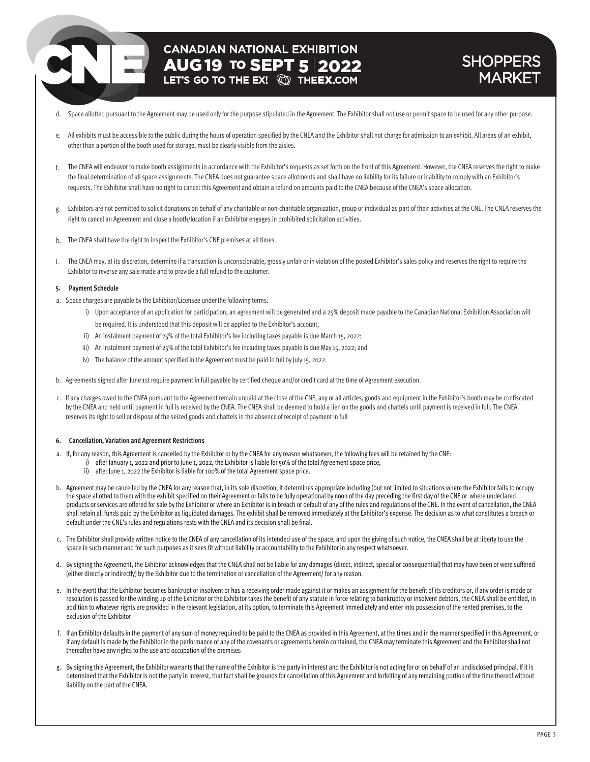d. Space allotted pursuant to the Agreement may be used only for the purpose stipulated in the Agreement. The Exhibitor shall not use or permit space to be used for any other purpose.

e. All exhibits must be accessible to the public during the hours of operation specified by the CNEA and the Exhibitor shall not charge for admission to an exhibit. All areas of an exhibit, other than a portion of the booth used for storage, must be clearly visible from the aisles.

f. The CNEA will endeavor to make booth assignments in accordance with the Exhibitor's requests as set forth on the front of this Agreement. However, the CNEA reserves the right to make the final determination of all space assignments. The CNEA does not guarantee space allotments and shall have no liability for its failure or inability to comply with an Exhibitor's requests. The Exhibitor shall have no right to cancel this Agreement and obtain a refund on amounts paid to the CNEA because of the CNEA's space allocation.

g. Exhibitors are not permitted to solicit donations on behalf of any charitable or non-charitable organization, group or individual as part of their activities at the CNE. The CNEA reserves the right to cancel an Agreement and close a booth/location if an Exhibitor engages in prohibited solicitation activities.

h. The CNEA shall have the right to inspect the Exhibitor's CNE premises at all times.

i. The CNEA may, at its discretion, determine if a transaction is unconscionable, grossly unfair or in violation of the posted Exhibitor's sales policy and reserves the right to require the Exhibitor to reverse any sale made and to provide a full refund to the customer.

**5. Payment Schedule**

a. Space charges are payable by the Exhibitor/Licensee under the following terms:

   i) Upon acceptance of an application for participation, an agreement will be generated and a 25% deposit made payable to the Canadian National Exhibition Association will be required. It is understood that this deposit will be applied to the Exhibitor's account;

   ii) An instalment payment of 25% of the total Exhibitor's fee including taxes payable is due March 15, 2022;

   iii) An instalment payment of 25% of the total Exhibitor's fee including taxes payable is due May 15, 2022; and

   iv) The balance of the amount specified in the Agreement must be paid in full by July 15, 2022.

b. Agreements signed after June 1st require payment in full payable by certified cheque and/or credit card at the time of Agreement execution.

c. If any charges owed to the CNEA pursuant to the Agreement remain unpaid at the close of the CNE, any or all articles, goods and equipment in the Exhibitor's booth may be confiscated by the CNEA and held until payment in full is received by the CNEA. The CNEA shall be deemed to hold a lien on the goods and chattels until payment is received in full. The CNEA reserves its right to sell or dispose of the seized goods and chattels in the absence of receipt of payment in full

**6. Cancellation, Variation and Agreement Restrictions**

a. If, for any reason, this Agreement is cancelled by the Exhibitor or by the CNEA for any reason whatsoever, the following fees will be retained by the CNE:

   i) after January 1, 2022 and prior to June 1, 2022, the Exhibitor is liable for 50% of the total Agreement space price;

   ii) after June 1, 2022 the Exhibitor is liable for 100% of the total Agreement space price.

b. Agreement may be cancelled by the CNEA for any reason that, in its sole discretion, it determines appropriate including (but not limited to situations where the Exhibitor fails to occupy the space allotted to them with the exhibit specified on their Agreement or fails to be fully operational by noon of the day preceding the first day of the CNE or where undeclared products or services are offered for sale by the Exhibitor or where an Exhibitor is in breach or default of any of the rules and regulations of the CNE. In the event of cancellation, the CNEA shall retain all funds paid by the Exhibitor as liquidated damages. The exhibit shall be removed immediately at the Exhibitor's expense. The decision as to what constitutes a breach or default under the CNE's rules and regulations rests with the CNEA and its decision shall be final.

c. The Exhibitor shall provide written notice to the CNEA of any cancellation of its intended use of the space, and upon the giving of such notice, the CNEA shall be at liberty to use the space in such manner and for such purposes as it sees fit without liability or accountability to the Exhibitor in any respect whatsoever.

d. By signing the Agreement, the Exhibitor acknowledges that the CNEA shall not be liable for any damages (direct, indirect, special or consequential) that may have been or were suffered (either directly or indirectly) by the Exhibitor due to the termination or cancellation of the Agreement/ for any reason.

e. In the event that the Exhibitor becomes bankrupt or insolvent or has a receiving order made against it or makes an assignment for the benefit of its creditors or, if any order is made or resolution is passed for the winding up of the Exhibitor or the Exhibitor takes the benefit of any statute in force relating to bankruptcy or insolvent debtors, the CNEA shall be entitled, in addition to whatever rights are provided in the relevant legislation, at its option, to terminate this Agreement immediately and enter into possession of the rented premises, to the exclusion of the Exhibitor

f. If an Exhibitor defaults in the payment of any sum of money required to be paid to the CNEA as provided in this Agreement, at the times and in the manner specified in this Agreement, or if any default is made by the Exhibitor in the performance of any of the covenants or agreements herein contained, the CNEA may terminate this Agreement and the Exhibitor shall not thereafter have any rights to the use and occupation of the premises

g. By signing this Agreement, the Exhibitor warrants that the name of the Exhibitor is the party in interest and the Exhibitor is not acting for or on behalf of an undisclosed principal. If it is determined that the Exhibitor is not the party in interest, that fact shall be grounds for cancellation of this Agreement and forfeiting of any remaining portion of the time thereof without liability on the part of the CNEA.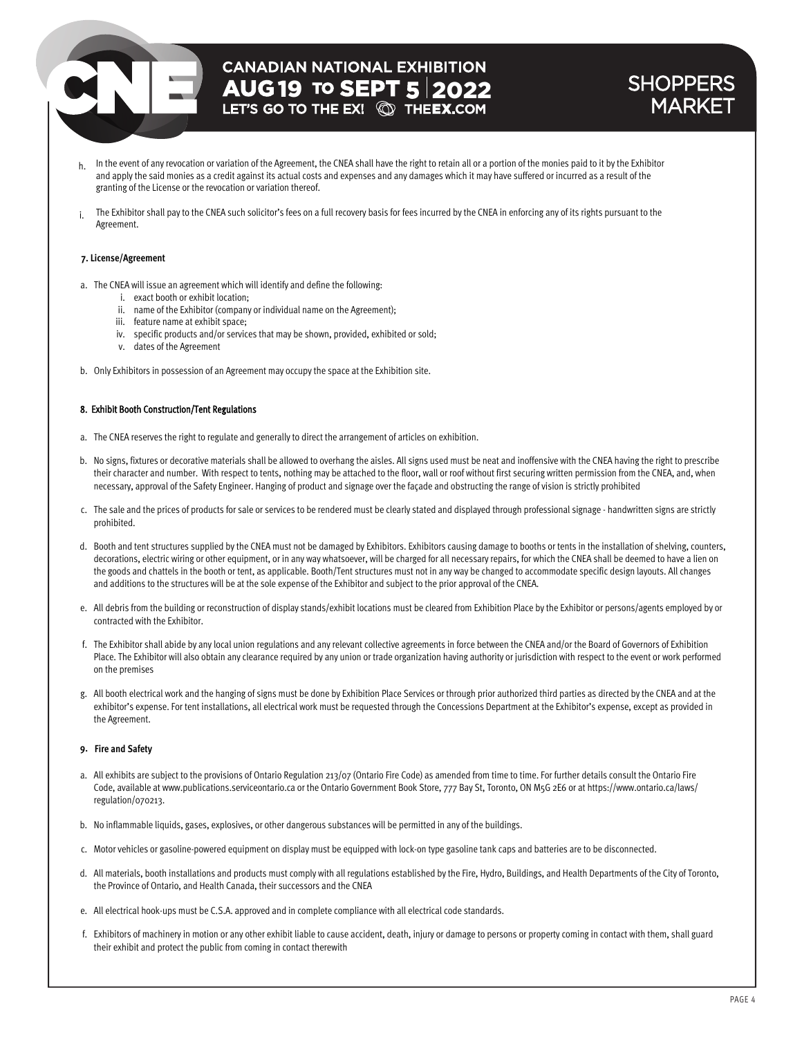h. In the event of any revocation or variation of the Agreement, the CNEA shall have the right to retain all or a portion of the monies paid to it by the Exhibitor and apply the said monies as a credit against its actual costs and expenses and any damages which it may have suffered or incurred as a result of the granting of the License or the revocation or variation thereof.

i. The Exhibitor shall pay to the CNEA such solicitor's fees on a full recovery basis for fees incurred by the CNEA in enforcing any of its rights pursuant to the Agreement.

**7. License/Agreement**

a. The CNEA will issue an agreement which will identify and define the following:
   i. exact booth or exhibit location;
   ii. name of the Exhibitor (company or individual name on the Agreement);
   iii. feature name at exhibit space;
   iv. specific products and/or services that may be shown, provided, exhibited or sold;
   v. dates of the Agreement

b. Only Exhibitors in possession of an Agreement may occupy the space at the Exhibition site.

**8. Exhibit Booth Construction/Tent Regulations**

a. The CNEA reserves the right to regulate and generally to direct the arrangement of articles on exhibition.

b. No signs, fixtures or decorative materials shall be allowed to overhang the aisles. All signs used must be neat and inoffensive with the CNEA having the right to prescribe their character and number. With respect to tents, nothing may be attached to the floor, wall or roof without first securing written permission from the CNEA, and, when necessary, approval of the Safety Engineer. Hanging of product and signage over the façade and obstructing the range of vision is strictly prohibited

c. The sale and the prices of products for sale or services to be rendered must be clearly stated and displayed through professional signage - handwritten signs are strictly prohibited.

d. Booth and tent structures supplied by the CNEA must not be damaged by Exhibitors. Exhibitors causing damage to booths or tents in the installation of shelving, counters, decorations, electric wiring or other equipment, or in any way whatsoever, will be charged for all necessary repairs, for which the CNEA shall be deemed to have a lien on the goods and chattels in the booth or tent, as applicable. Booth/Tent structures must not in any way be changed to accommodate specific design layouts. All changes and additions to the structures will be at the sole expense of the Exhibitor and subject to the prior approval of the CNEA.

e. All debris from the building or reconstruction of display stands/exhibit locations must be cleared from Exhibition Place by the Exhibitor or persons/agents employed by or contracted with the Exhibitor.

f. The Exhibitor shall abide by any local union regulations and any relevant collective agreements in force between the CNEA and/or the Board of Governors of Exhibition Place. The Exhibitor will also obtain any clearance required by any union or trade organization having authority or jurisdiction with respect to the event or work performed on the premises

g. All booth electrical work and the hanging of signs must be done by Exhibition Place Services or through prior authorized third parties as directed by the CNEA and at the exhibitor's expense. For tent installations, all electrical work must be requested through the Concessions Department at the Exhibitor's expense, except as provided in the Agreement.

**9. Fire and Safety**

a. All exhibits are subject to the provisions of Ontario Regulation 213/07 (Ontario Fire Code) as amended from time to time. For further details consult the Ontario Fire Code, available at www.publications.serviceontario.ca or the Ontario Government Book Store, 777 Bay St, Toronto, ON M5G 2E6 or at https://www.ontario.ca/laws/regulation/070213.

b. No inflammable liquids, gases, explosives, or other dangerous substances will be permitted in any of the buildings.

c. Motor vehicles or gasoline-powered equipment on display must be equipped with lock-on type gasoline tank caps and batteries are to be disconnected.

d. All materials, booth installations and products must comply with all regulations established by the Fire, Hydro, Buildings, and Health Departments of the City of Toronto, the Province of Ontario, and Health Canada, their successors and the CNEA

e. All electrical hook-ups must be C.S.A. approved and in complete compliance with all electrical code standards.

f. Exhibitors of machinery in motion or any other exhibit liable to cause accident, death, injury or damage to persons or property coming in contact with them, shall guard their exhibit and protect the public from coming in contact therewith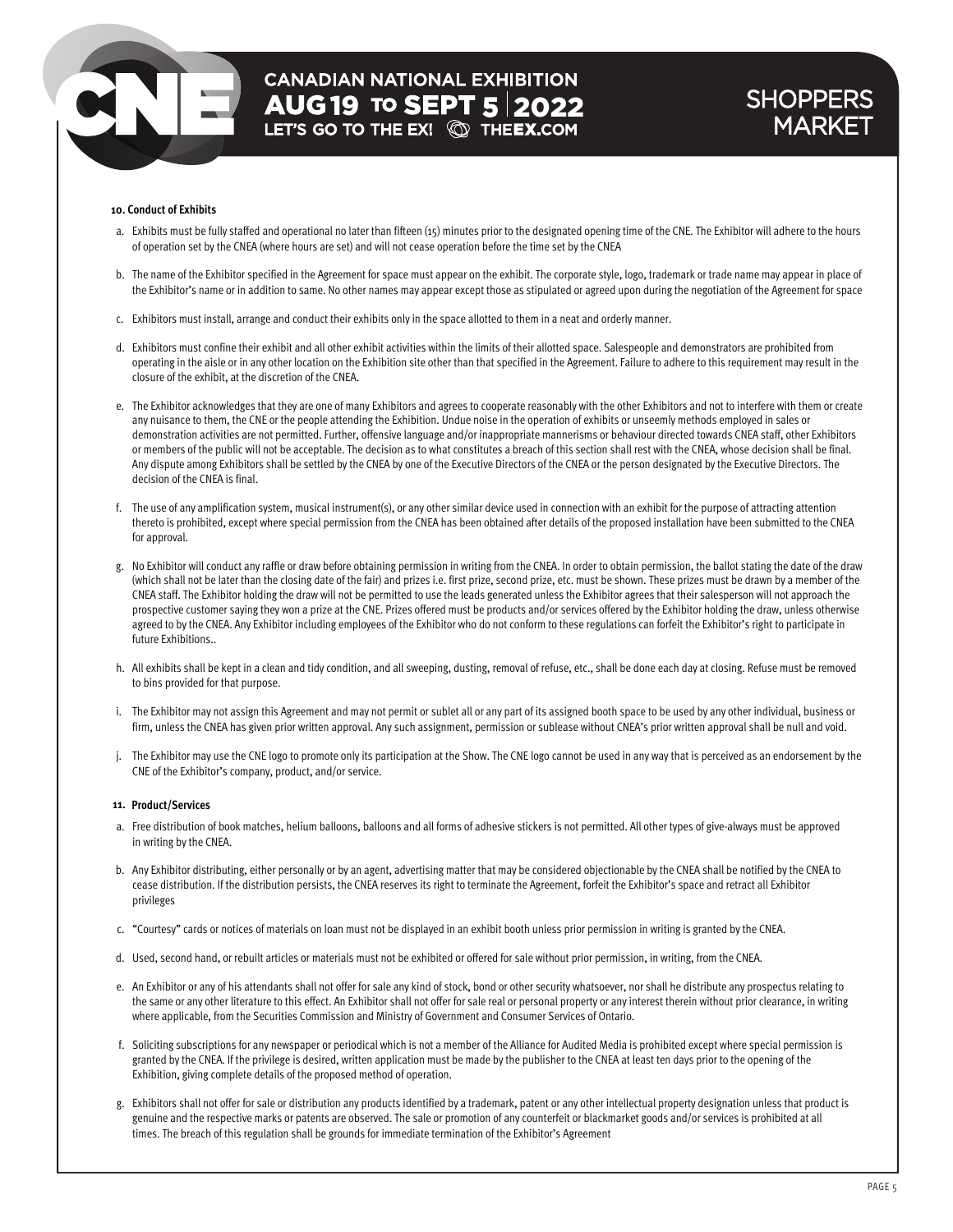#### 10. Conduct of Exhibits

a. Exhibits must be fully staffed and operational no later than fifteen (15) minutes prior to the designated opening time of the CNE. The Exhibitor will adhere to the hours of operation set by the CNEA (where hours are set) and will not cease operation before the time set by the CNEA

b. The name of the Exhibitor specified in the Agreement for space must appear on the exhibit. The corporate style, logo, trademark or trade name may appear in place of the Exhibitor's name or in addition to same. No other names may appear except those as stipulated or agreed upon during the negotiation of the Agreement for space

c. Exhibitors must install, arrange and conduct their exhibits only in the space allotted to them in a neat and orderly manner.

d. Exhibitors must confine their exhibit and all other exhibit activities within the limits of their allotted space. Salespeople and demonstrators are prohibited from operating in the aisle or in any other location on the Exhibition site other than that specified in the Agreement. Failure to adhere to this requirement may result in the closure of the exhibit, at the discretion of the CNEA.

e. The Exhibitor acknowledges that they are one of many Exhibitors and agrees to cooperate reasonably with the other Exhibitors and not to interfere with them or create any nuisance to them, the CNE or the people attending the Exhibition. Undue noise in the operation of exhibits or unseemly methods employed in sales or demonstration activities are not permitted. Further, offensive language and/or inappropriate mannerisms or behaviour directed towards CNEA staff, other Exhibitors or members of the public will not be acceptable. The decision as to what constitutes a breach of this section shall rest with the CNEA, whose decision shall be final. Any dispute among Exhibitors shall be settled by the CNEA by one of the Executive Directors of the CNEA or the person designated by the Executive Directors. The decision of the CNEA is final.

f. The use of any amplification system, musical instrument(s), or any other similar device used in connection with an exhibit for the purpose of attracting attention thereto is prohibited, except where special permission from the CNEA has been obtained after details of the proposed installation have been submitted to the CNEA for approval.

g. No Exhibitor will conduct any raffle or draw before obtaining permission in writing from the CNEA. In order to obtain permission, the ballot stating the date of the draw (which shall not be later than the closing date of the fair) and prizes i.e. first prize, second prize, etc. must be shown. These prizes must be drawn by a member of the CNEA staff. The Exhibitor holding the draw will not be permitted to use the leads generated unless the Exhibitor agrees that their salesperson will not approach the prospective customer saying they won a prize at the CNE. Prizes offered must be products and/or services offered by the Exhibitor holding the draw, unless otherwise agreed to by the CNEA. Any Exhibitor including employees of the Exhibitor who do not conform to these regulations can forfeit the Exhibitor's right to participate in future Exhibitions..

h. All exhibits shall be kept in a clean and tidy condition, and all sweeping, dusting, removal of refuse, etc., shall be done each day at closing. Refuse must be removed to bins provided for that purpose.

i. The Exhibitor may not assign this Agreement and may not permit or sublet all or any part of its assigned booth space to be used by any other individual, business or firm, unless the CNEA has given prior written approval. Any such assignment, permission or sublease without CNEA's prior written approval shall be null and void.

j. The Exhibitor may use the CNE logo to promote only its participation at the Show. The CNE logo cannot be used in any way that is perceived as an endorsement by the CNE of the Exhibitor's company, product, and/or service.

#### 11. Product/Services

a. Free distribution of book matches, helium balloons, balloons and all forms of adhesive stickers is not permitted. All other types of give-always must be approved in writing by the CNEA.

b. Any Exhibitor distributing, either personally or by an agent, advertising matter that may be considered objectionable by the CNEA shall be notified by the CNEA to cease distribution. If the distribution persists, the CNEA reserves its right to terminate the Agreement, forfeit the Exhibitor's space and retract all Exhibitor privileges

c. "Courtesy" cards or notices of materials on loan must not be displayed in an exhibit booth unless prior permission in writing is granted by the CNEA.

d. Used, second hand, or rebuilt articles or materials must not be exhibited or offered for sale without prior permission, in writing, from the CNEA.

e. An Exhibitor or any of his attendants shall not offer for sale any kind of stock, bond or other security whatsoever, nor shall he distribute any prospectus relating to the same or any other literature to this effect. An Exhibitor shall not offer for sale real or personal property or any interest therein without prior clearance, in writing where applicable, from the Securities Commission and Ministry of Government and Consumer Services of Ontario.

f. Soliciting subscriptions for any newspaper or periodical which is not a member of the Alliance for Audited Media is prohibited except where special permission is granted by the CNEA. If the privilege is desired, written application must be made by the publisher to the CNEA at least ten days prior to the opening of the Exhibition, giving complete details of the proposed method of operation.

g. Exhibitors shall not offer for sale or distribution any products identified by a trademark, patent or any other intellectual property designation unless that product is genuine and the respective marks or patents are observed. The sale or promotion of any counterfeit or blackmarket goods and/or services is prohibited at all times. The breach of this regulation shall be grounds for immediate termination of the Exhibitor's Agreement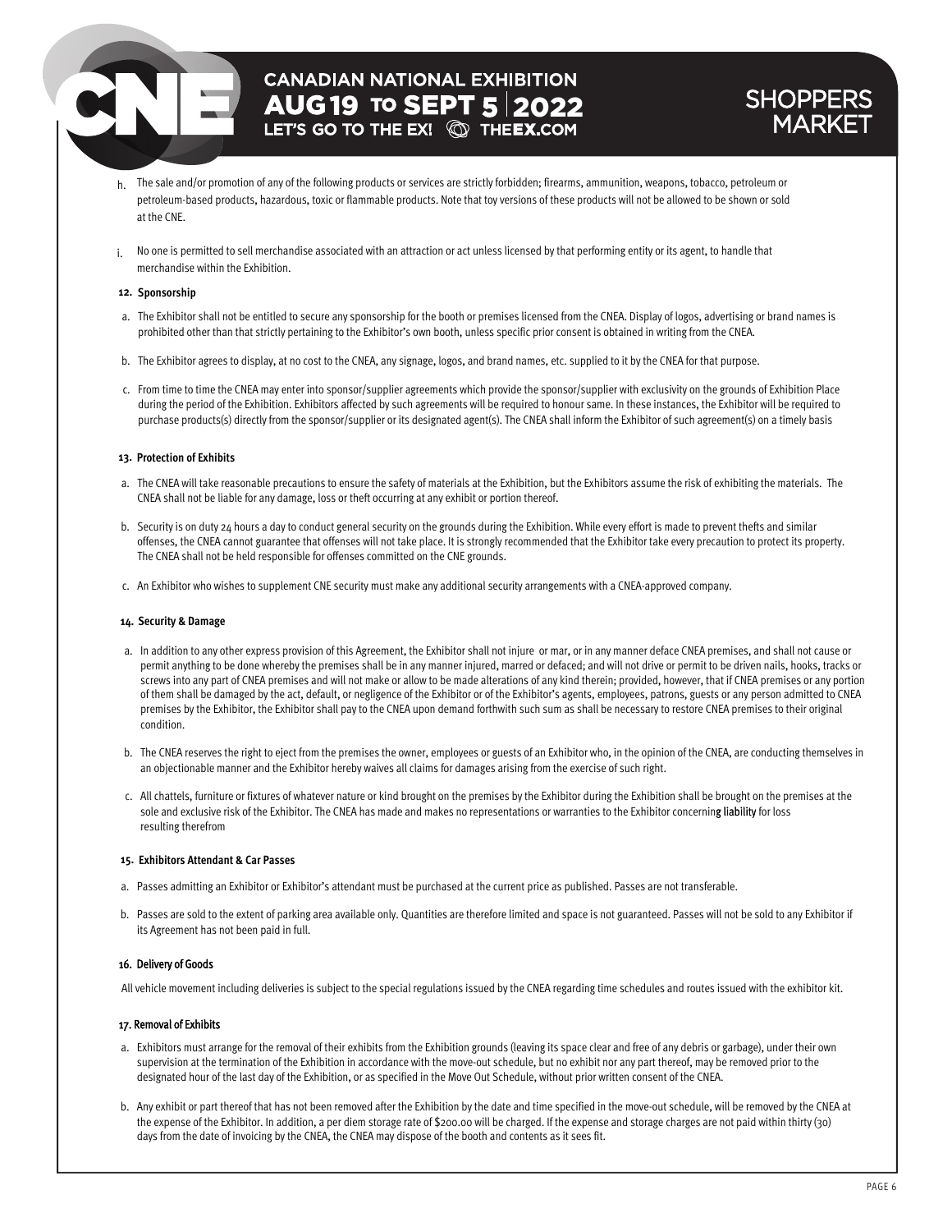h. The sale and/or promotion of any of the following products or services are strictly forbidden; firearms, ammunition, weapons, tobacco, petroleum or petroleum-based products, hazardous, toxic or flammable products. Note that toy versions of these products will not be allowed to be shown or sold at the CNE.

i. No one is permitted to sell merchandise associated with an attraction or act unless licensed by that performing entity or its agent, to handle that merchandise within the Exhibition.

#### 12. Sponsorship

a. The Exhibitor shall not be entitled to secure any sponsorship for the booth or premises licensed from the CNEA. Display of logos, advertising or brand names is prohibited other than that strictly pertaining to the Exhibitor's own booth, unless specific prior consent is obtained in writing from the CNEA.

b. The Exhibitor agrees to display, at no cost to the CNEA, any signage, logos, and brand names, etc. supplied to it by the CNEA for that purpose.

c. From time to time the CNEA may enter into sponsor/supplier agreements which provide the sponsor/supplier with exclusivity on the grounds of Exhibition Place during the period of the Exhibition. Exhibitors affected by such agreements will be required to honour same. In these instances, the Exhibitor will be required to purchase products(s) directly from the sponsor/supplier or its designated agent(s). The CNEA shall inform the Exhibitor of such agreement(s) on a timely basis

#### 13. Protection of Exhibits

a. The CNEA will take reasonable precautions to ensure the safety of materials at the Exhibition, but the Exhibitors assume the risk of exhibiting the materials. The CNEA shall not be liable for any damage, loss or theft occurring at any exhibit or portion thereof.

b. Security is on duty 24 hours a day to conduct general security on the grounds during the Exhibition. While every effort is made to prevent thefts and similar offenses, the CNEA cannot guarantee that offenses will not take place. It is strongly recommended that the Exhibitor take every precaution to protect its property. The CNEA shall not be held responsible for offenses committed on the CNE grounds.

c. An Exhibitor who wishes to supplement CNE security must make any additional security arrangements with a CNEA-approved company.

#### 14. Security & Damage

a. In addition to any other express provision of this Agreement, the Exhibitor shall not injure or mar, or in any manner deface CNEA premises, and shall not cause or permit anything to be done whereby the premises shall be in any manner injured, marred or defaced; and will not drive or permit to be driven nails, hooks, tracks or screws into any part of CNEA premises and will not make or allow to be made alterations of any kind therein; provided, however, that if CNEA premises or any portion of them shall be damaged by the act, default, or negligence of the Exhibitor or of the Exhibitor's agents, employees, patrons, guests or any person admitted to CNEA premises by the Exhibitor, the Exhibitor shall pay to the CNEA upon demand forthwith such sum as shall be necessary to restore CNEA premises to their original condition.

b. The CNEA reserves the right to eject from the premises the owner, employees or guests of an Exhibitor who, in the opinion of the CNEA, are conducting themselves in an objectionable manner and the Exhibitor hereby waives all claims for damages arising from the exercise of such right.

c. All chattels, furniture or fixtures of whatever nature or kind brought on the premises by the Exhibitor during the Exhibition shall be brought on the premises at the sole and exclusive risk of the Exhibitor. The CNEA has made and makes no representations or warranties to the Exhibitor concerning liability for loss resulting therefrom

#### 15. Exhibitors Attendant & Car Passes

a. Passes admitting an Exhibitor or Exhibitor's attendant must be purchased at the current price as published. Passes are not transferable.

b. Passes are sold to the extent of parking area available only. Quantities are therefore limited and space is not guaranteed. Passes will not be sold to any Exhibitor if its Agreement has not been paid in full.

#### 16. Delivery of Goods

All vehicle movement including deliveries is subject to the special regulations issued by the CNEA regarding time schedules and routes issued with the exhibitor kit.

#### 17. Removal of Exhibits

a. Exhibitors must arrange for the removal of their exhibits from the Exhibition grounds (leaving its space clear and free of any debris or garbage), under their own supervision at the termination of the Exhibition in accordance with the move-out schedule, but no exhibit nor any part thereof, may be removed prior to the designated hour of the last day of the Exhibition, or as specified in the Move Out Schedule, without prior written consent of the CNEA.

b. Any exhibit or part thereof that has not been removed after the Exhibition by the date and time specified in the move-out schedule, will be removed by the CNEA at the expense of the Exhibitor. In addition, a per diem storage rate of $200.00 will be charged. If the expense and storage charges are not paid within thirty (30) days from the date of invoicing by the CNEA, the CNEA may dispose of the booth and contents as it sees fit.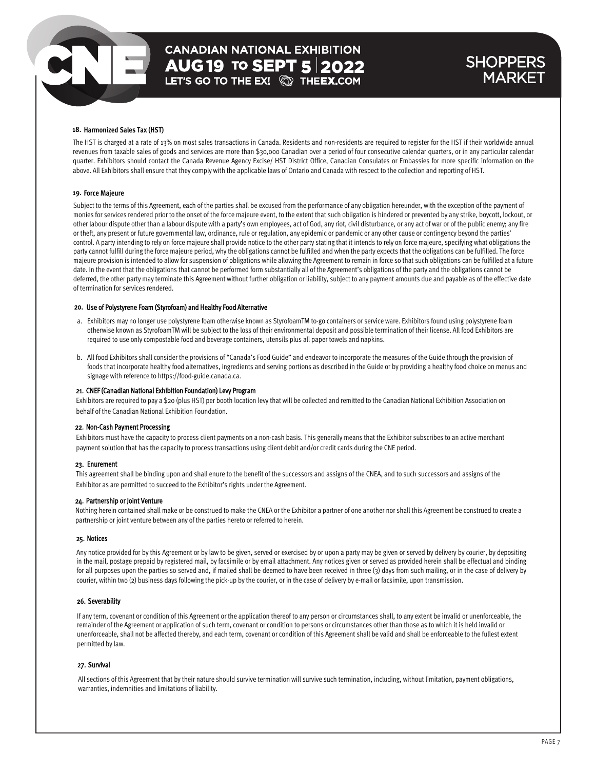### 18. Harmonized Sales Tax (HST)

The HST is charged at a rate of 13% on most sales transactions in Canada. Residents and non-residents are required to register for the HST if their worldwide annual revenues from taxable sales of goods and services are more than $30,000 Canadian over a period of four consecutive calendar quarters, or in any particular calendar quarter. Exhibitors should contact the Canada Revenue Agency Excise/ HST District Office, Canadian Consulates or Embassies for more specific information on the above. All Exhibitors shall ensure that they comply with the applicable laws of Ontario and Canada with respect to the collection and reporting of HST.

### 19. Force Majeure

Subject to the terms of this Agreement, each of the parties shall be excused from the performance of any obligation hereunder, with the exception of the payment of monies for services rendered prior to the onset of the force majeure event, to the extent that such obligation is hindered or prevented by any strike, boycott, lockout, or other labour dispute other than a labour dispute with a party's own employees, act of God, any riot, civil disturbance, or any act of war or of the public enemy; any fire or theft, any present or future governmental law, ordinance, rule or regulation, any epidemic or pandemic or any other cause or contingency beyond the parties' control. A party intending to rely on force majeure shall provide notice to the other party stating that it intends to rely on force majeure, specifying what obligations the party cannot fulfill during the force majeure period, why the obligations cannot be fulfilled and when the party expects that the obligations can be fulfilled. The force majeure provision is intended to allow for suspension of obligations while allowing the Agreement to remain in force so that such obligations can be fulfilled at a future date. In the event that the obligations that cannot be performed form substantially all of the Agreement's obligations of the party and the obligations cannot be deferred, the other party may terminate this Agreement without further obligation or liability, subject to any payment amounts due and payable as of the effective date of termination for services rendered.

### 20. Use of Polystyrene Foam (Styrofoam) and Healthy Food Alternative

a. Exhibitors may no longer use polystyrene foam otherwise known as StyrofoamTM to-go containers or service ware. Exhibitors found using polystyrene foam otherwise known as StyrofoamTM will be subject to the loss of their environmental deposit and possible termination of their license. All food Exhibitors are required to use only compostable food and beverage containers, utensils plus all paper towels and napkins.

b. All food Exhibitors shall consider the provisions of "Canada's Food Guide" and endeavor to incorporate the measures of the Guide through the provision of foods that incorporate healthy food alternatives, ingredients and serving portions as described in the Guide or by providing a healthy food choice on menus and signage with reference to https://food-guide.canada.ca.

### 21. CNEF (Canadian National Exhibition Foundation) Levy Program

Exhibitors are required to pay a $20 (plus HST) per booth location levy that will be collected and remitted to the Canadian National Exhibition Association on behalf of the Canadian National Exhibition Foundation.

### 22. Non-Cash Payment Processing

Exhibitors must have the capacity to process client payments on a non-cash basis. This generally means that the Exhibitor subscribes to an active merchant payment solution that has the capacity to process transactions using client debit and/or credit cards during the CNE period.

### 23. Enurement

This agreement shall be binding upon and shall enure to the benefit of the successors and assigns of the CNEA, and to such successors and assigns of the Exhibitor as are permitted to succeed to the Exhibitor's rights under the Agreement.

### 24. Partnership or Joint Venture

Nothing herein contained shall make or be construed to make the CNEA or the Exhibitor a partner of one another nor shall this Agreement be construed to create a partnership or joint venture between any of the parties hereto or referred to herein.

### 25. Notices

Any notice provided for by this Agreement or by law to be given, served or exercised by or upon a party may be given or served by delivery by courier, by depositing in the mail, postage prepaid by registered mail, by facsimile or by email attachment. Any notices given or served as provided herein shall be effectual and binding for all purposes upon the parties so served and, if mailed shall be deemed to have been received in three (3) days from such mailing, or in the case of delivery by courier, within two (2) business days following the pick-up by the courier, or in the case of delivery by e-mail or facsimile, upon transmission.

### 26. Severability

If any term, covenant or condition of this Agreement or the application thereof to any person or circumstances shall, to any extent be invalid or unenforceable, the remainder of the Agreement or application of such term, covenant or condition to persons or circumstances other than those as to which it is held invalid or unenforceable, shall not be affected thereby, and each term, covenant or condition of this Agreement shall be valid and shall be enforceable to the fullest extent permitted by law.

### 27. Survival

All sections of this Agreement that by their nature should survive termination will survive such termination, including, without limitation, payment obligations, warranties, indemnities and limitations of liability.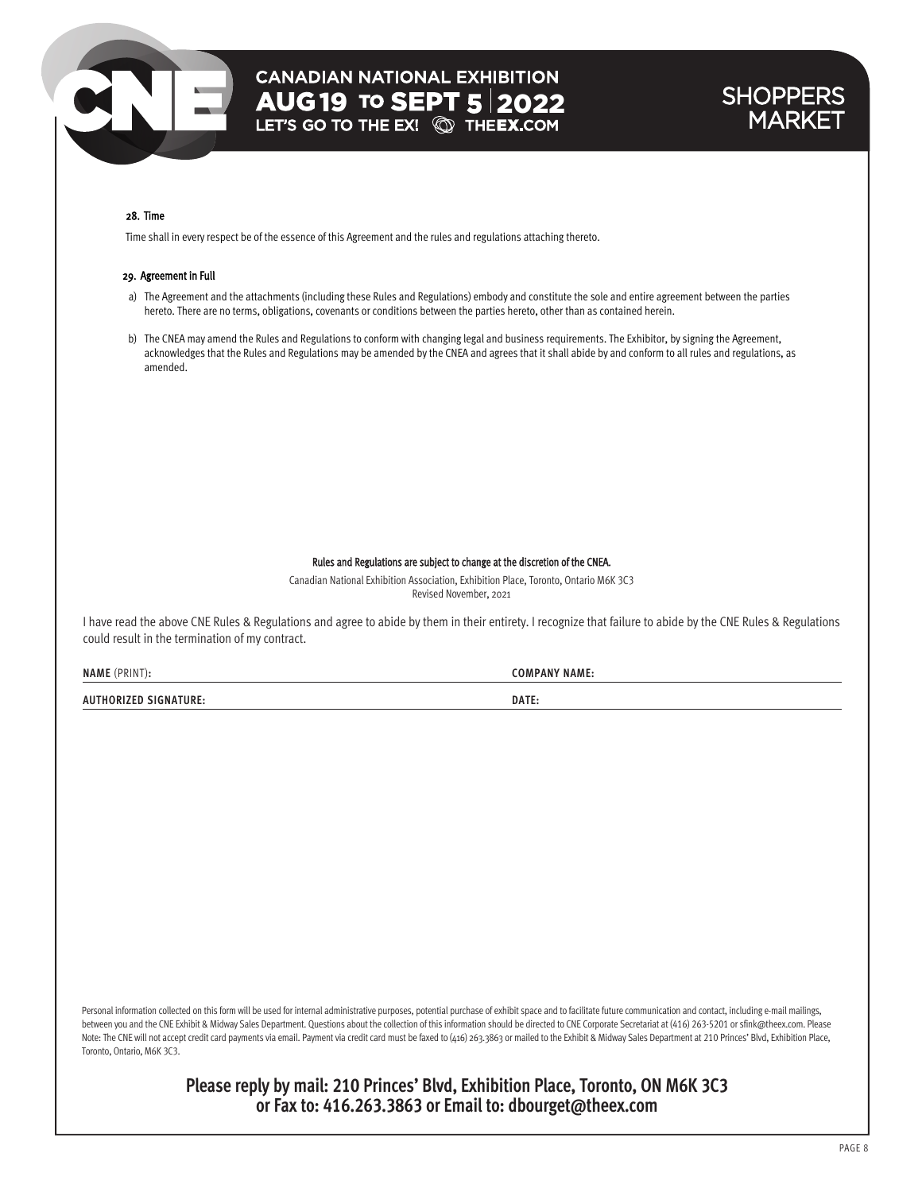#### 28. Time

Time shall in every respect be of the essence of this Agreement and the rules and regulations attaching thereto.

#### 29. Agreement in Full

a) The Agreement and the attachments (including these Rules and Regulations) embody and constitute the sole and entire agreement between the parties hereto. There are no terms, obligations, covenants or conditions between the parties hereto, other than as contained herein.

b) The CNEA may amend the Rules and Regulations to conform with changing legal and business requirements. The Exhibitor, by signing the Agreement, acknowledges that the Rules and Regulations may be amended by the CNEA and agrees that it shall abide by and conform to all rules and regulations, as amended.

**Rules and Regulations are subject to change at the discretion of the CNEA.**

Canadian National Exhibition Association, Exhibition Place, Toronto, Ontario M6K 3C3
Revised November, 2021

I have read the above CNE Rules & Regulations and agree to abide by them in their entirety. I recognize that failure to abide by the CNE Rules & Regulations could result in the termination of my contract.

**NAME** (PRINT)**:** ______________________ **COMPANY NAME:** ______________________

**AUTHORIZED SIGNATURE:** ______________________ **DATE:** ______________________

Personal information collected on this form will be used for internal administrative purposes, potential purchase of exhibit space and to facilitate future communication and contact, including e-mail mailings, between you and the CNE Exhibit & Midway Sales Department. Questions about the collection of this information should be directed to CNE Corporate Secretariat at (416) 263-5201 or sfink@theex.com. Please Note: The CNE will not accept credit card payments via email. Payment via credit card must be faxed to (416) 263.3863 or mailed to the Exhibit & Midway Sales Department at 210 Princes' Blvd, Exhibition Place, Toronto, Ontario, M6K 3C3.

**Please reply by mail: 210 Princes' Blvd, Exhibition Place, Toronto, ON M6K 3C3**
**or Fax to: 416.263.3863 or Email to: dbourget@theex.com**